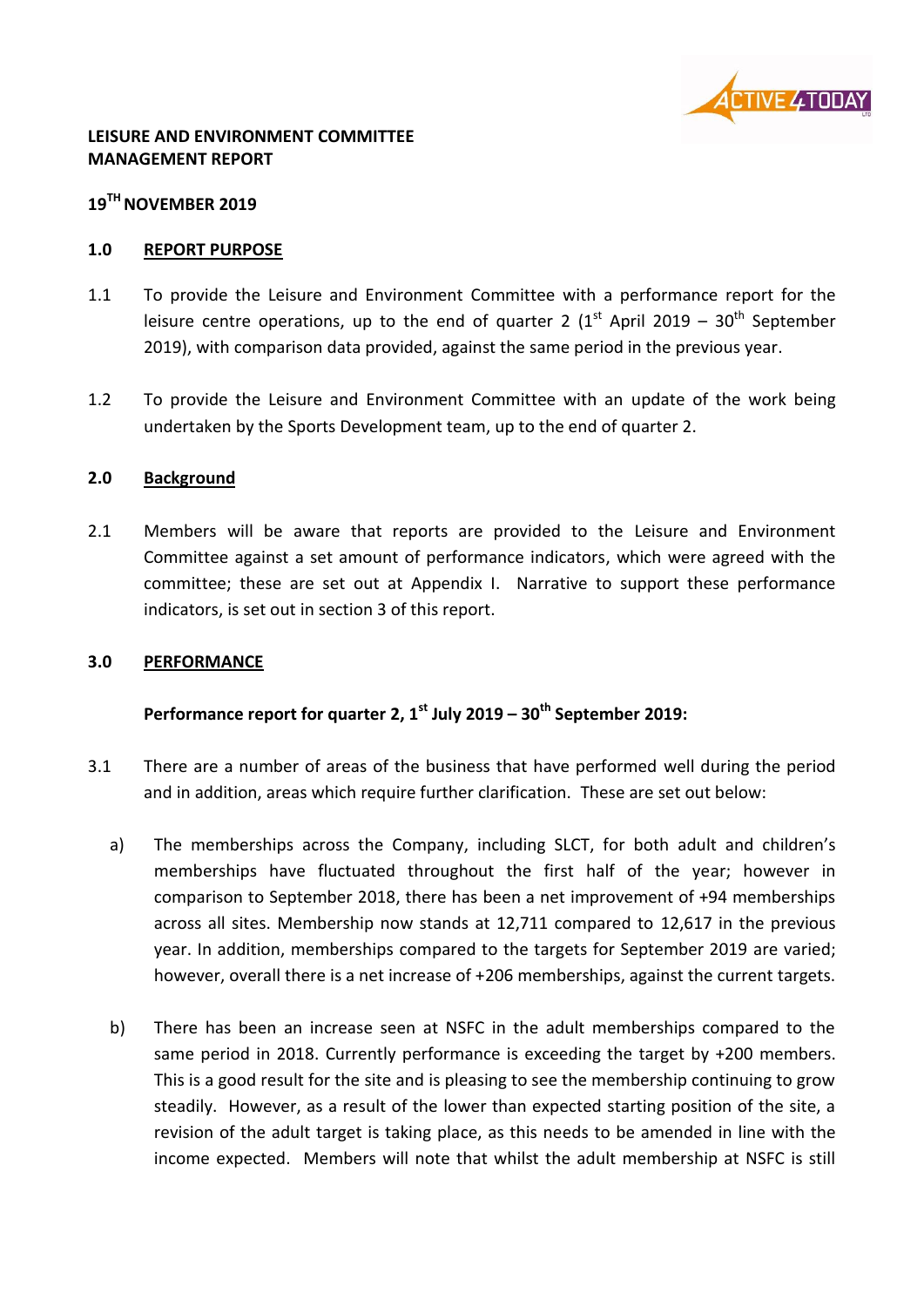**LEISURE AND ENVIRONMENT COMMITTEE**
**MANAGEMENT REPORT**

**19TH NOVEMBER 2019**

## 1.0 REPORT PURPOSE

1.1 To provide the Leisure and Environment Committee with a performance report for the leisure centre operations, up to the end of quarter 2 (1st April 2019 – 30th September 2019), with comparison data provided, against the same period in the previous year.

1.2 To provide the Leisure and Environment Committee with an update of the work being undertaken by the Sports Development team, up to the end of quarter 2.

## 2.0 Background

2.1 Members will be aware that reports are provided to the Leisure and Environment Committee against a set amount of performance indicators, which were agreed with the committee; these are set out at Appendix I. Narrative to support these performance indicators, is set out in section 3 of this report.

## 3.0 PERFORMANCE

**Performance report for quarter 2, 1st July 2019 – 30th September 2019:**

3.1 There are a number of areas of the business that have performed well during the period and in addition, areas which require further clarification. These are set out below:

a) The memberships across the Company, including SLCT, for both adult and children's memberships have fluctuated throughout the first half of the year; however in comparison to September 2018, there has been a net improvement of +94 memberships across all sites. Membership now stands at 12,711 compared to 12,617 in the previous year. In addition, memberships compared to the targets for September 2019 are varied; however, overall there is a net increase of +206 memberships, against the current targets.

b) There has been an increase seen at NSFC in the adult memberships compared to the same period in 2018. Currently performance is exceeding the target by +200 members. This is a good result for the site and is pleasing to see the membership continuing to grow steadily. However, as a result of the lower than expected starting position of the site, a revision of the adult target is taking place, as this needs to be amended in line with the income expected. Members will note that whilst the adult membership at NSFC is still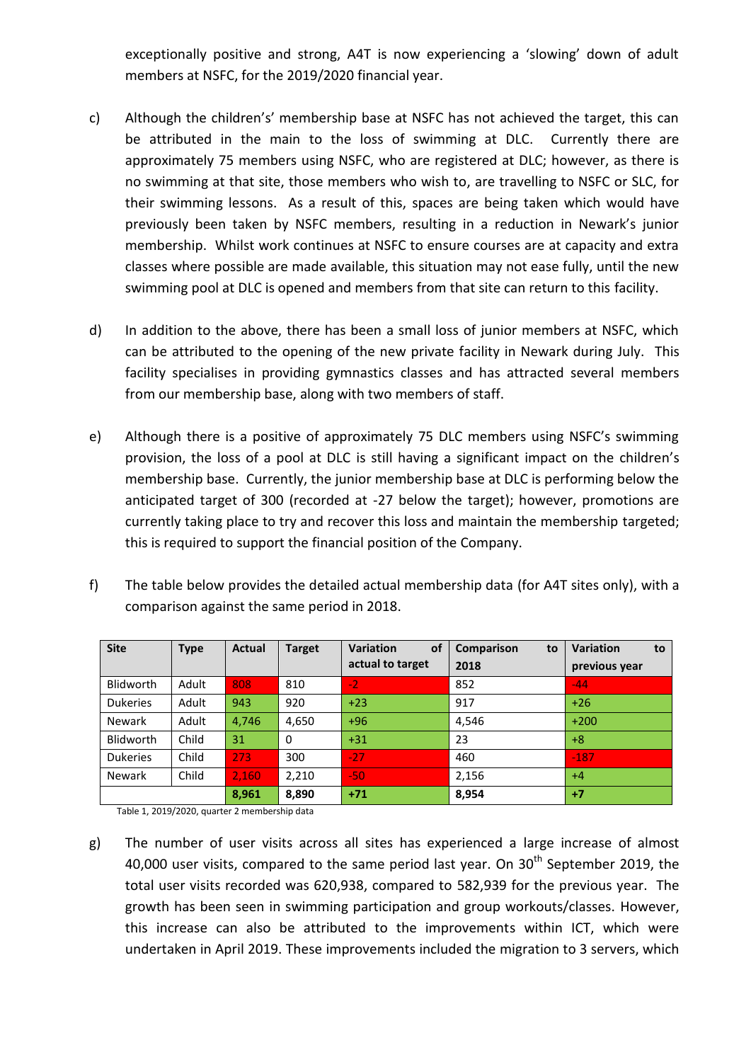exceptionally positive and strong, A4T is now experiencing a 'slowing' down of adult members at NSFC, for the 2019/2020 financial year.

c) Although the children's' membership base at NSFC has not achieved the target, this can be attributed in the main to the loss of swimming at DLC. Currently there are approximately 75 members using NSFC, who are registered at DLC; however, as there is no swimming at that site, those members who wish to, are travelling to NSFC or SLC, for their swimming lessons. As a result of this, spaces are being taken which would have previously been taken by NSFC members, resulting in a reduction in Newark's junior membership. Whilst work continues at NSFC to ensure courses are at capacity and extra classes where possible are made available, this situation may not ease fully, until the new swimming pool at DLC is opened and members from that site can return to this facility.

d) In addition to the above, there has been a small loss of junior members at NSFC, which can be attributed to the opening of the new private facility in Newark during July. This facility specialises in providing gymnastics classes and has attracted several members from our membership base, along with two members of staff.

e) Although there is a positive of approximately 75 DLC members using NSFC's swimming provision, the loss of a pool at DLC is still having a significant impact on the children's membership base. Currently, the junior membership base at DLC is performing below the anticipated target of 300 (recorded at -27 below the target); however, promotions are currently taking place to try and recover this loss and maintain the membership targeted; this is required to support the financial position of the Company.

f) The table below provides the detailed actual membership data (for A4T sites only), with a comparison against the same period in 2018.

| Site | Type | Actual | Target | Variation of actual to target | Comparison to 2018 | Variation to previous year |
|---|---|---|---|---|---|---|
| Blidworth | Adult | 808 | 810 | -2 | 852 | -44 |
| Dukeries | Adult | 943 | 920 | +23 | 917 | +26 |
| Newark | Adult | 4,746 | 4,650 | +96 | 4,546 | +200 |
| Blidworth | Child | 31 | 0 | +31 | 23 | +8 |
| Dukeries | Child | 273 | 300 | -27 | 460 | -187 |
| Newark | Child | 2,160 | 2,210 | -50 | 2,156 | +4 |
| | | **8,961** | **8,890** | **+71** | **8,954** | **+7** |

Table 1, 2019/2020, quarter 2 membership data

g) The number of user visits across all sites has experienced a large increase of almost 40,000 user visits, compared to the same period last year. On 30th September 2019, the total user visits recorded was 620,938, compared to 582,939 for the previous year. The growth has been seen in swimming participation and group workouts/classes. However, this increase can also be attributed to the improvements within ICT, which were undertaken in April 2019. These improvements included the migration to 3 servers, which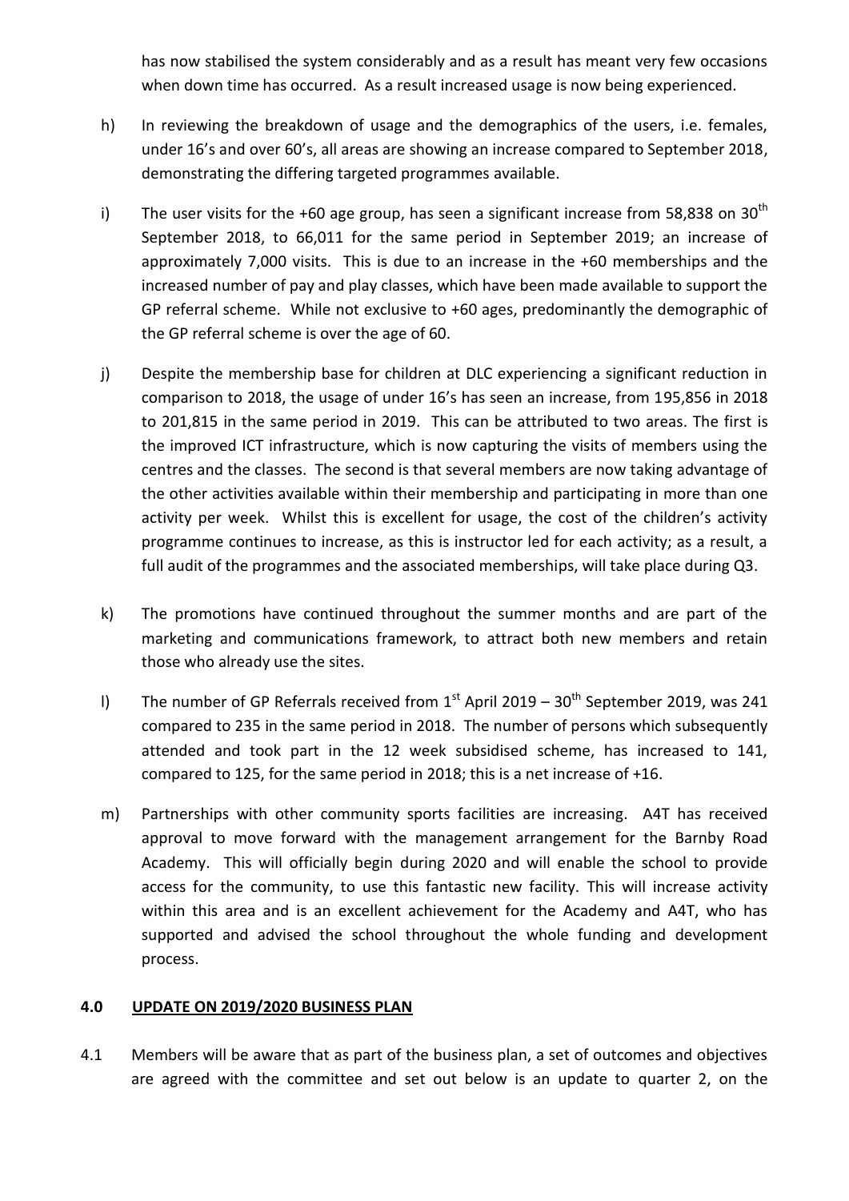has now stabilised the system considerably and as a result has meant very few occasions when down time has occurred. As a result increased usage is now being experienced.

h) In reviewing the breakdown of usage and the demographics of the users, i.e. females, under 16's and over 60's, all areas are showing an increase compared to September 2018, demonstrating the differing targeted programmes available.

i) The user visits for the +60 age group, has seen a significant increase from 58,838 on 30th September 2018, to 66,011 for the same period in September 2019; an increase of approximately 7,000 visits. This is due to an increase in the +60 memberships and the increased number of pay and play classes, which have been made available to support the GP referral scheme. While not exclusive to +60 ages, predominantly the demographic of the GP referral scheme is over the age of 60.

j) Despite the membership base for children at DLC experiencing a significant reduction in comparison to 2018, the usage of under 16's has seen an increase, from 195,856 in 2018 to 201,815 in the same period in 2019. This can be attributed to two areas. The first is the improved ICT infrastructure, which is now capturing the visits of members using the centres and the classes. The second is that several members are now taking advantage of the other activities available within their membership and participating in more than one activity per week. Whilst this is excellent for usage, the cost of the children's activity programme continues to increase, as this is instructor led for each activity; as a result, a full audit of the programmes and the associated memberships, will take place during Q3.

k) The promotions have continued throughout the summer months and are part of the marketing and communications framework, to attract both new members and retain those who already use the sites.

l) The number of GP Referrals received from 1st April 2019 – 30th September 2019, was 241 compared to 235 in the same period in 2018. The number of persons which subsequently attended and took part in the 12 week subsidised scheme, has increased to 141, compared to 125, for the same period in 2018; this is a net increase of +16.

m) Partnerships with other community sports facilities are increasing. A4T has received approval to move forward with the management arrangement for the Barnby Road Academy. This will officially begin during 2020 and will enable the school to provide access for the community, to use this fantastic new facility. This will increase activity within this area and is an excellent achievement for the Academy and A4T, who has supported and advised the school throughout the whole funding and development process.

## 4.0 UPDATE ON 2019/2020 BUSINESS PLAN

4.1 Members will be aware that as part of the business plan, a set of outcomes and objectives are agreed with the committee and set out below is an update to quarter 2, on the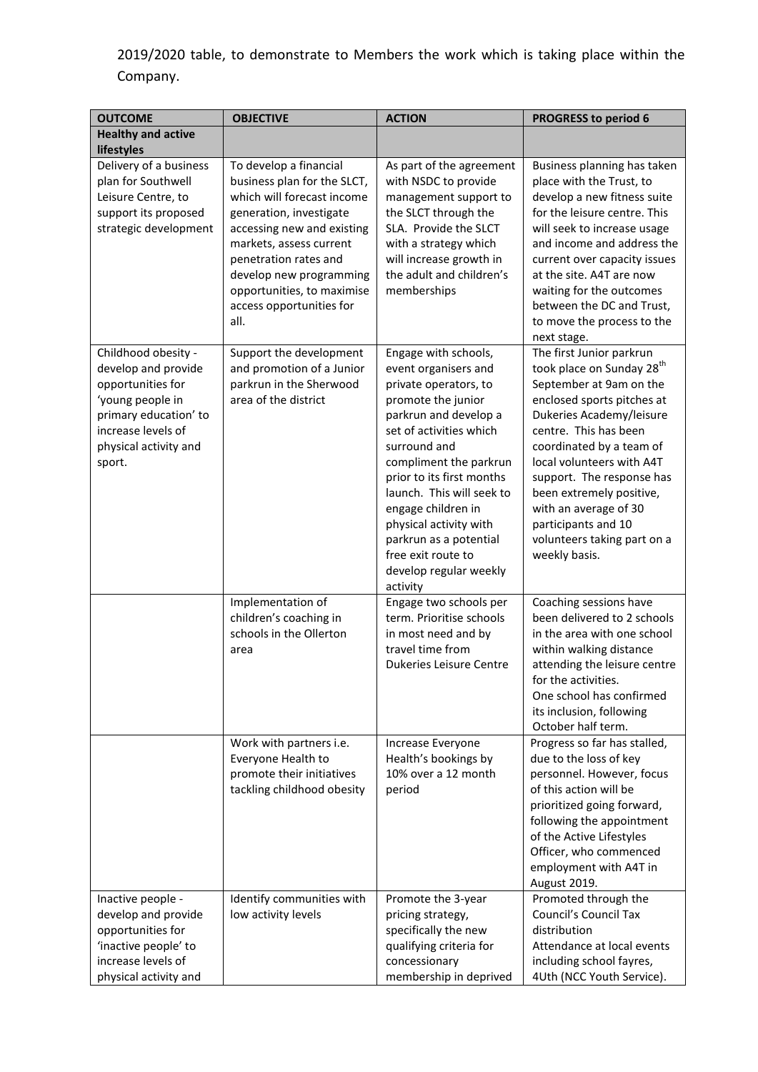2019/2020 table, to demonstrate to Members the work which is taking place within the Company.

| OUTCOME | OBJECTIVE | ACTION | PROGRESS to period 6 |
|---|---|---|---|
| **Healthy and active lifestyles** | | | |
| Delivery of a business plan for Southwell Leisure Centre, to support its proposed strategic development | To develop a financial business plan for the SLCT, which will forecast income generation, investigate accessing new and existing markets, assess current penetration rates and develop new programming opportunities, to maximise access opportunities for all. | As part of the agreement with NSDC to provide management support to the SLCT through the SLA. Provide the SLCT with a strategy which will increase growth in the adult and children's memberships | Business planning has taken place with the Trust, to develop a new fitness suite for the leisure centre. This will seek to increase usage and income and address the current over capacity issues at the site. A4T are now waiting for the outcomes between the DC and Trust, to move the process to the next stage. |
| Childhood obesity - develop and provide opportunities for 'young people in primary education' to increase levels of physical activity and sport. | Support the development and promotion of a Junior parkrun in the Sherwood area of the district | Engage with schools, event organisers and private operators, to promote the junior parkrun and develop a set of activities which surround and compliment the parkrun prior to its first months launch. This will seek to engage children in physical activity with parkrun as a potential free exit route to develop regular weekly activity | The first Junior parkrun took place on Sunday 28th September at 9am on the enclosed sports pitches at Dukeries Academy/leisure centre. This has been coordinated by a team of local volunteers with A4T support. The response has been extremely positive, with an average of 30 participants and 10 volunteers taking part on a weekly basis. |
| | Implementation of children's coaching in schools in the Ollerton area | Engage two schools per term. Prioritise schools in most need and by travel time from Dukeries Leisure Centre | Coaching sessions have been delivered to 2 schools in the area with one school within walking distance attending the leisure centre for the activities.<br>One school has confirmed its inclusion, following October half term. |
| | Work with partners i.e. Everyone Health to promote their initiatives tackling childhood obesity | Increase Everyone Health's bookings by 10% over a 12 month period | Progress so far has stalled, due to the loss of key personnel. However, focus of this action will be prioritized going forward, following the appointment of the Active Lifestyles Officer, who commenced employment with A4T in August 2019. |
| Inactive people - develop and provide opportunities for 'inactive people' to increase levels of physical activity and | Identify communities with low activity levels | Promote the 3-year pricing strategy, specifically the new qualifying criteria for concessionary membership in deprived | Promoted through the Council's Council Tax distribution<br>Attendance at local events including school fayres, 4Uth (NCC Youth Service). |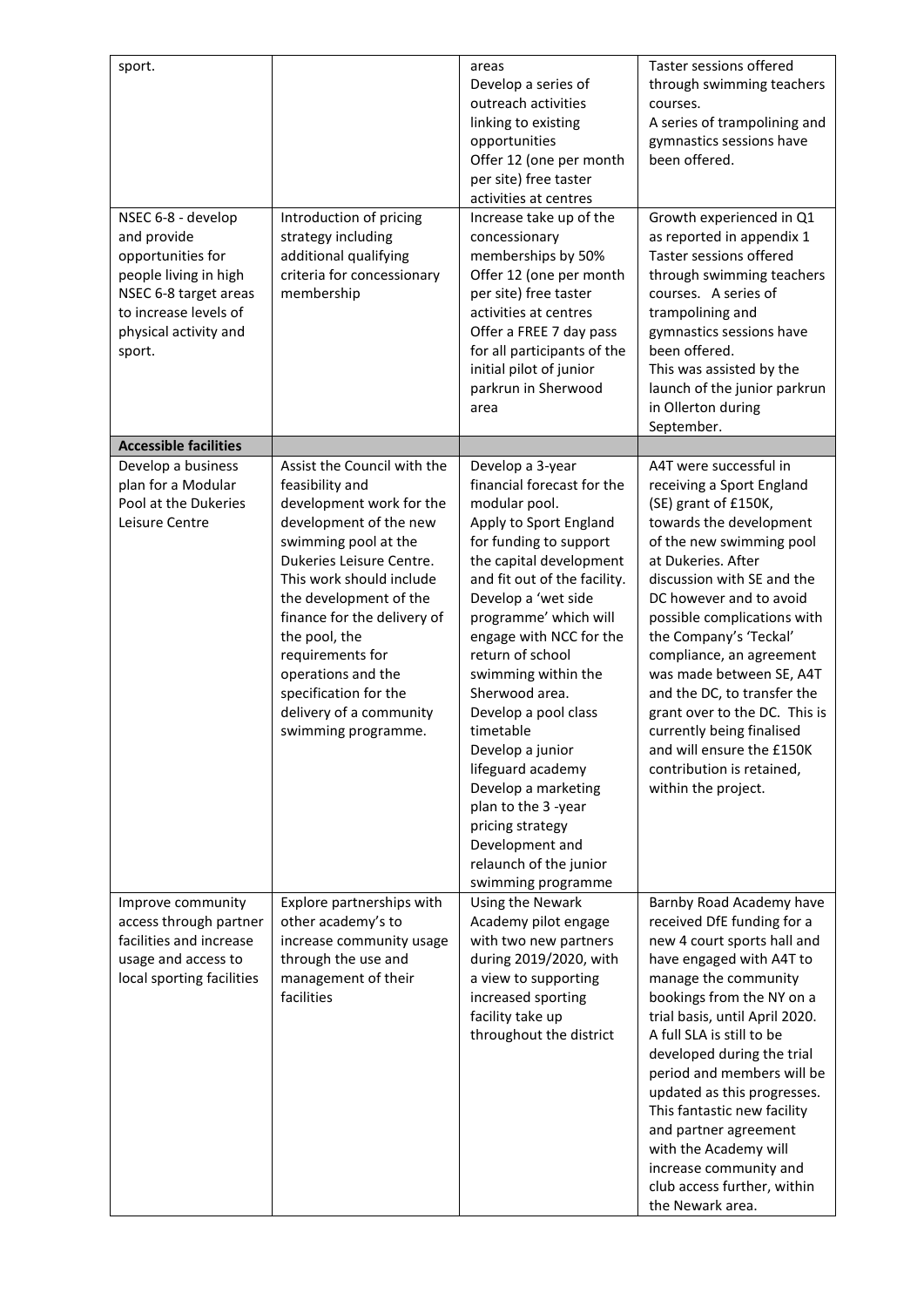| | | | |
|---|---|---|---|
| sport. | | areas<br>Develop a series of outreach activities linking to existing opportunities<br>Offer 12 (one per month per site) free taster activities at centres | Taster sessions offered through swimming teachers courses.<br>A series of trampolining and gymnastics sessions have been offered. |
| NSEC 6-8 - develop and provide opportunities for people living in high NSEC 6-8 target areas to increase levels of physical activity and sport. | Introduction of pricing strategy including additional qualifying criteria for concessionary membership | Increase take up of the concessionary memberships by 50%<br>Offer 12 (one per month per site) free taster activities at centres<br>Offer a FREE 7 day pass for all participants of the initial pilot of junior parkrun in Sherwood area | Growth experienced in Q1 as reported in appendix 1<br>Taster sessions offered through swimming teachers courses. A series of trampolining and gymnastics sessions have been offered.<br>This was assisted by the launch of the junior parkrun in Ollerton during September. |
| **Accessible facilities** | | | |
| Develop a business plan for a Modular Pool at the Dukeries Leisure Centre | Assist the Council with the feasibility and development work for the development of the new swimming pool at the Dukeries Leisure Centre. This work should include the development of the finance for the delivery of the pool, the requirements for operations and the specification for the delivery of a community swimming programme. | Develop a 3-year financial forecast for the modular pool.<br>Apply to Sport England for funding to support the capital development and fit out of the facility.<br>Develop a 'wet side programme' which will engage with NCC for the return of school swimming within the Sherwood area.<br>Develop a pool class timetable<br>Develop a junior lifeguard academy<br>Develop a marketing plan to the 3 -year pricing strategy<br>Development and relaunch of the junior swimming programme | A4T were successful in receiving a Sport England (SE) grant of £150K, towards the development of the new swimming pool at Dukeries. After discussion with SE and the DC however and to avoid possible complications with the Company's 'Teckal' compliance, an agreement was made between SE, A4T and the DC, to transfer the grant over to the DC. This is currently being finalised and will ensure the £150K contribution is retained, within the project. |
| Improve community access through partner facilities and increase usage and access to local sporting facilities | Explore partnerships with other academy's to increase community usage through the use and management of their facilities | Using the Newark Academy pilot engage with two new partners during 2019/2020, with a view to supporting increased sporting facility take up throughout the district | Barnby Road Academy have received DfE funding for a new 4 court sports hall and have engaged with A4T to manage the community bookings from the NY on a trial basis, until April 2020. A full SLA is still to be developed during the trial period and members will be updated as this progresses. This fantastic new facility and partner agreement with the Academy will increase community and club access further, within the Newark area. |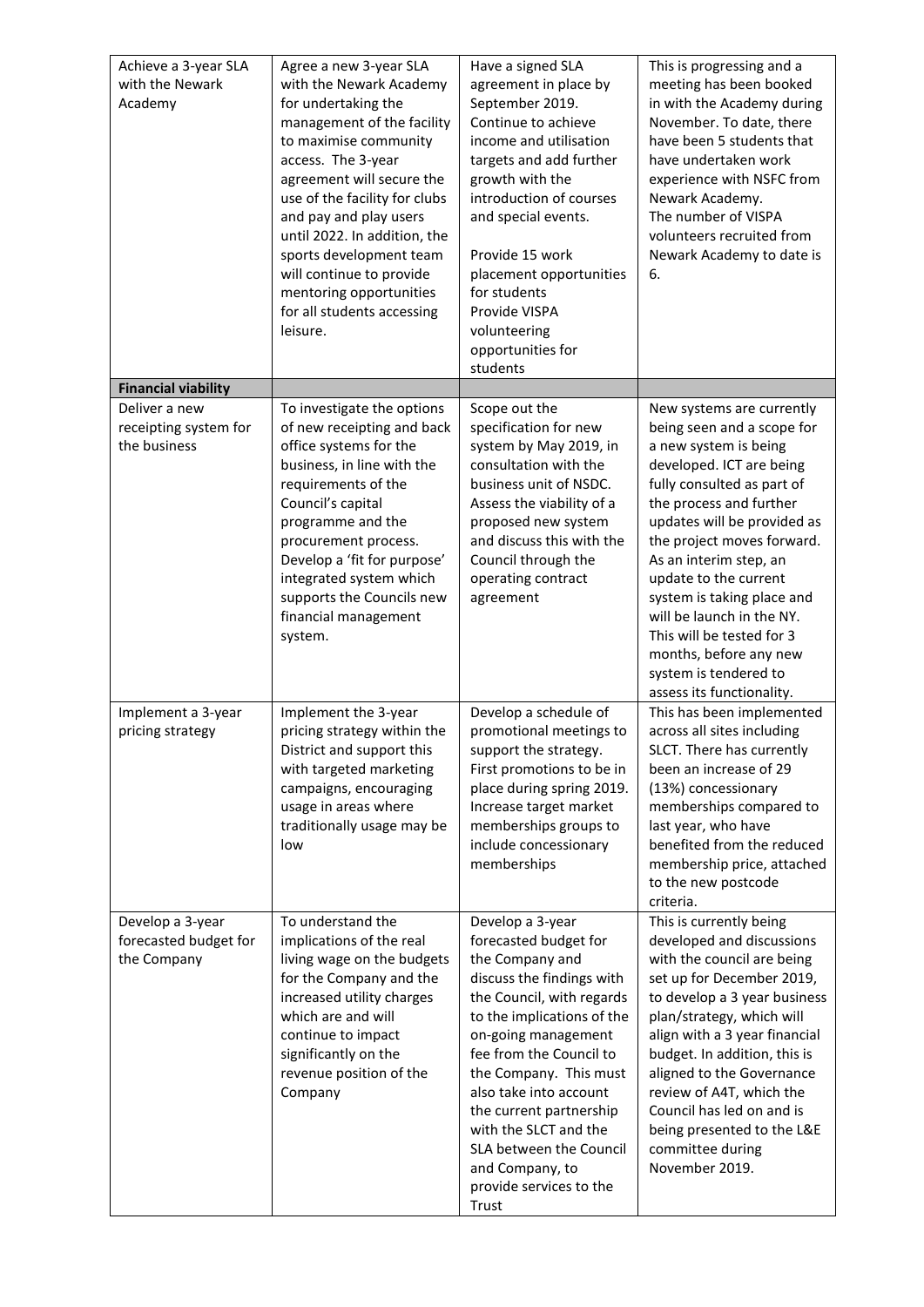| | | | |
|---|---|---|---|
| Achieve a 3-year SLA with the Newark Academy | Agree a new 3-year SLA with the Newark Academy for undertaking the management of the facility to maximise community access. The 3-year agreement will secure the use of the facility for clubs and pay and play users until 2022. In addition, the sports development team will continue to provide mentoring opportunities for all students accessing leisure. | Have a signed SLA agreement in place by September 2019. Continue to achieve income and utilisation targets and add further growth with the introduction of courses and special events.<br><br>Provide 15 work placement opportunities for students<br>Provide VISPA volunteering opportunities for students | This is progressing and a meeting has been booked in with the Academy during November. To date, there have been 5 students that have undertaken work experience with NSFC from Newark Academy.<br>The number of VISPA volunteers recruited from Newark Academy to date is 6. |
| **Financial viability** | | | |
| Deliver a new receipting system for the business | To investigate the options of new receipting and back office systems for the business, in line with the requirements of the Council's capital programme and the procurement process. Develop a 'fit for purpose' integrated system which supports the Councils new financial management system. | Scope out the specification for new system by May 2019, in consultation with the business unit of NSDC. Assess the viability of a proposed new system and discuss this with the Council through the operating contract agreement | New systems are currently being seen and a scope for a new system is being developed. ICT are being fully consulted as part of the process and further updates will be provided as the project moves forward. As an interim step, an update to the current system is taking place and will be launch in the NY. This will be tested for 3 months, before any new system is tendered to assess its functionality. |
| Implement a 3-year pricing strategy | Implement the 3-year pricing strategy within the District and support this with targeted marketing campaigns, encouraging usage in areas where traditionally usage may be low | Develop a schedule of promotional meetings to support the strategy. First promotions to be in place during spring 2019. Increase target market memberships groups to include concessionary memberships | This has been implemented across all sites including SLCT. There has currently been an increase of 29 (13%) concessionary memberships compared to last year, who have benefited from the reduced membership price, attached to the new postcode criteria. |
| Develop a 3-year forecasted budget for the Company | To understand the implications of the real living wage on the budgets for the Company and the increased utility charges which are and will continue to impact significantly on the revenue position of the Company | Develop a 3-year forecasted budget for the Company and discuss the findings with the Council, with regards to the implications of the on-going management fee from the Council to the Company. This must also take into account the current partnership with the SLCT and the SLA between the Council and Company, to provide services to the Trust | This is currently being developed and discussions with the council are being set up for December 2019, to develop a 3 year business plan/strategy, which will align with a 3 year financial budget. In addition, this is aligned to the Governance review of A4T, which the Council has led on and is being presented to the L&E committee during November 2019. |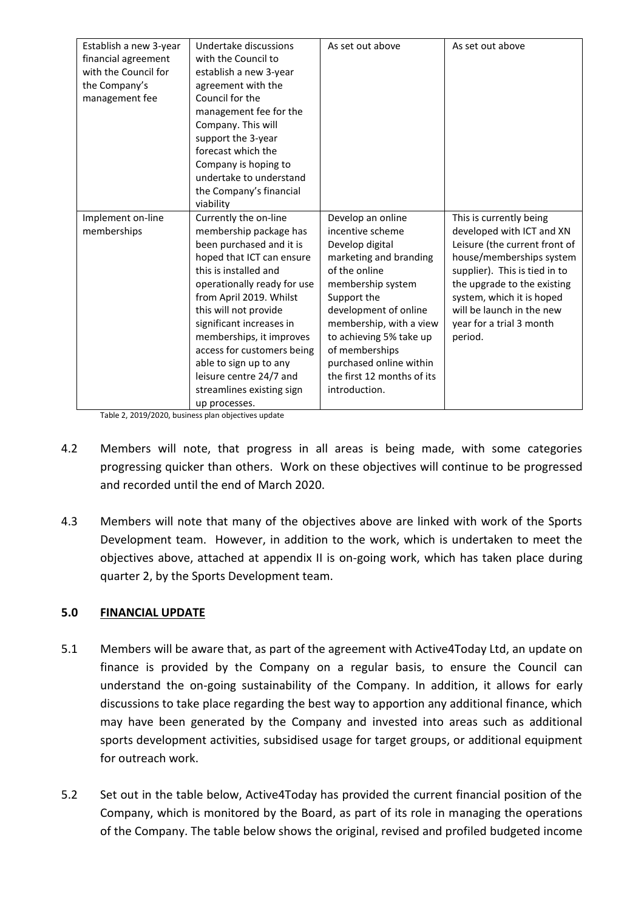| | | | |
|---|---|---|---|
| Establish a new 3-year financial agreement with the Council for the Company's management fee | Undertake discussions with the Council to establish a new 3-year agreement with the Council for the management fee for the Company. This will support the 3-year forecast which the Company is hoping to undertake to understand the Company's financial viability | As set out above | As set out above |
| Implement on-line memberships | Currently the on-line membership package has been purchased and it is hoped that ICT can ensure this is installed and operationally ready for use from April 2019. Whilst this will not provide significant increases in memberships, it improves access for customers being able to sign up to any leisure centre 24/7 and streamlines existing sign up processes. | Develop an online incentive scheme<br>Develop digital marketing and branding of the online membership system<br>Support the development of online membership, with a view to achieving 5% take up of memberships purchased online within the first 12 months of its introduction. | This is currently being developed with ICT and XN Leisure (the current front of house/memberships system supplier). This is tied in to the upgrade to the existing system, which it is hoped will be launch in the new year for a trial 3 month period. |

Table 2, 2019/2020, business plan objectives update

4.2 Members will note, that progress in all areas is being made, with some categories progressing quicker than others. Work on these objectives will continue to be progressed and recorded until the end of March 2020.

4.3 Members will note that many of the objectives above are linked with work of the Sports Development team. However, in addition to the work, which is undertaken to meet the objectives above, attached at appendix II is on-going work, which has taken place during quarter 2, by the Sports Development team.

## 5.0 FINANCIAL UPDATE

5.1 Members will be aware that, as part of the agreement with Active4Today Ltd, an update on finance is provided by the Company on a regular basis, to ensure the Council can understand the on-going sustainability of the Company. In addition, it allows for early discussions to take place regarding the best way to apportion any additional finance, which may have been generated by the Company and invested into areas such as additional sports development activities, subsidised usage for target groups, or additional equipment for outreach work.

5.2 Set out in the table below, Active4Today has provided the current financial position of the Company, which is monitored by the Board, as part of its role in managing the operations of the Company. The table below shows the original, revised and profiled budgeted income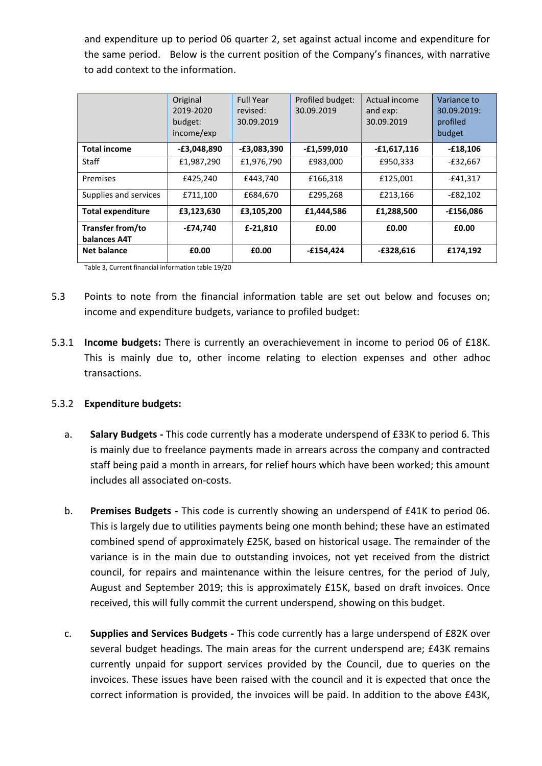and expenditure up to period 06 quarter 2, set against actual income and expenditure for the same period. Below is the current position of the Company's finances, with narrative to add context to the information.

| | Original 2019-2020 budget: income/exp | Full Year revised: 30.09.2019 | Profiled budget: 30.09.2019 | Actual income and exp: 30.09.2019 | Variance to 30.09.2019: profiled budget |
|---|---|---|---|---|---|
| **Total income** | **-£3,048,890** | **-£3,083,390** | **-£1,599,010** | **-£1,617,116** | **-£18,106** |
| Staff | £1,987,290 | £1,976,790 | £983,000 | £950,333 | -£32,667 |
| Premises | £425,240 | £443,740 | £166,318 | £125,001 | -£41,317 |
| Supplies and services | £711,100 | £684,670 | £295,268 | £213,166 | -£82,102 |
| **Total expenditure** | **£3,123,630** | **£3,105,200** | **£1,444,586** | **£1,288,500** | **-£156,086** |
| **Transfer from/to balances A4T** | **-£74,740** | **£-21,810** | **£0.00** | **£0.00** | **£0.00** |
| **Net balance** | **£0.00** | **£0.00** | **-£154,424** | **-£328,616** | **£174,192** |

Table 3, Current financial information table 19/20

5.3 Points to note from the financial information table are set out below and focuses on; income and expenditure budgets, variance to profiled budget:

5.3.1 **Income budgets:** There is currently an overachievement in income to period 06 of £18K. This is mainly due to, other income relating to election expenses and other adhoc transactions.

5.3.2 **Expenditure budgets:**

a. **Salary Budgets -** This code currently has a moderate underspend of £33K to period 6. This is mainly due to freelance payments made in arrears across the company and contracted staff being paid a month in arrears, for relief hours which have been worked; this amount includes all associated on-costs.

b. **Premises Budgets -** This code is currently showing an underspend of £41K to period 06. This is largely due to utilities payments being one month behind; these have an estimated combined spend of approximately £25K, based on historical usage. The remainder of the variance is in the main due to outstanding invoices, not yet received from the district council, for repairs and maintenance within the leisure centres, for the period of July, August and September 2019; this is approximately £15K, based on draft invoices. Once received, this will fully commit the current underspend, showing on this budget.

c. **Supplies and Services Budgets -** This code currently has a large underspend of £82K over several budget headings. The main areas for the current underspend are; £43K remains currently unpaid for support services provided by the Council, due to queries on the invoices. These issues have been raised with the council and it is expected that once the correct information is provided, the invoices will be paid. In addition to the above £43K,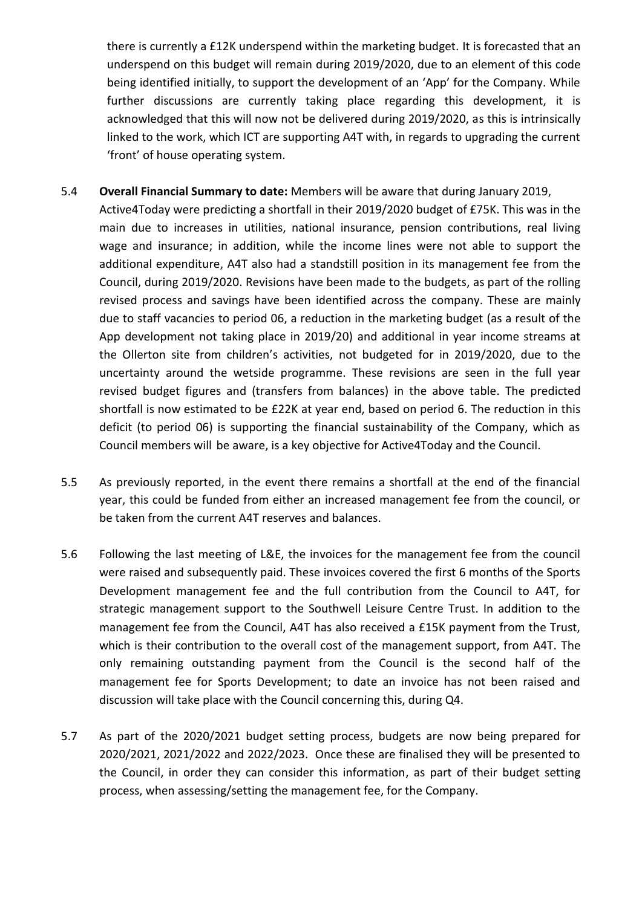there is currently a £12K underspend within the marketing budget. It is forecasted that an underspend on this budget will remain during 2019/2020, due to an element of this code being identified initially, to support the development of an 'App' for the Company. While further discussions are currently taking place regarding this development, it is acknowledged that this will now not be delivered during 2019/2020, as this is intrinsically linked to the work, which ICT are supporting A4T with, in regards to upgrading the current 'front' of house operating system.

5.4 **Overall Financial Summary to date:** Members will be aware that during January 2019, Active4Today were predicting a shortfall in their 2019/2020 budget of £75K. This was in the main due to increases in utilities, national insurance, pension contributions, real living wage and insurance; in addition, while the income lines were not able to support the additional expenditure, A4T also had a standstill position in its management fee from the Council, during 2019/2020. Revisions have been made to the budgets, as part of the rolling revised process and savings have been identified across the company. These are mainly due to staff vacancies to period 06, a reduction in the marketing budget (as a result of the App development not taking place in 2019/20) and additional in year income streams at the Ollerton site from children's activities, not budgeted for in 2019/2020, due to the uncertainty around the wetside programme. These revisions are seen in the full year revised budget figures and (transfers from balances) in the above table. The predicted shortfall is now estimated to be £22K at year end, based on period 6. The reduction in this deficit (to period 06) is supporting the financial sustainability of the Company, which as Council members will be aware, is a key objective for Active4Today and the Council.

5.5 As previously reported, in the event there remains a shortfall at the end of the financial year, this could be funded from either an increased management fee from the council, or be taken from the current A4T reserves and balances.

5.6 Following the last meeting of L&E, the invoices for the management fee from the council were raised and subsequently paid. These invoices covered the first 6 months of the Sports Development management fee and the full contribution from the Council to A4T, for strategic management support to the Southwell Leisure Centre Trust. In addition to the management fee from the Council, A4T has also received a £15K payment from the Trust, which is their contribution to the overall cost of the management support, from A4T. The only remaining outstanding payment from the Council is the second half of the management fee for Sports Development; to date an invoice has not been raised and discussion will take place with the Council concerning this, during Q4.

5.7 As part of the 2020/2021 budget setting process, budgets are now being prepared for 2020/2021, 2021/2022 and 2022/2023. Once these are finalised they will be presented to the Council, in order they can consider this information, as part of their budget setting process, when assessing/setting the management fee, for the Company.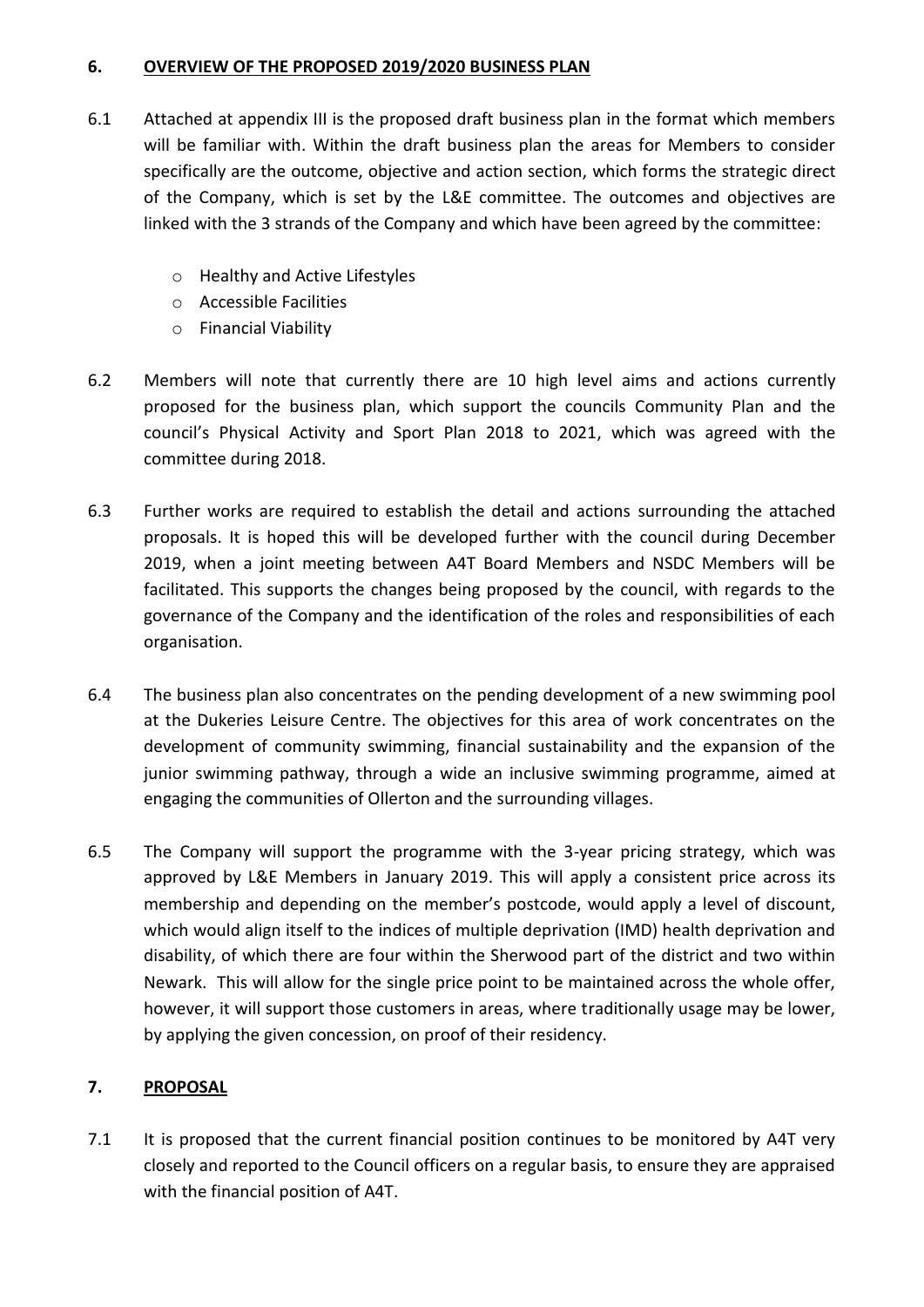## 6. OVERVIEW OF THE PROPOSED 2019/2020 BUSINESS PLAN

6.1 Attached at appendix III is the proposed draft business plan in the format which members will be familiar with. Within the draft business plan the areas for Members to consider specifically are the outcome, objective and action section, which forms the strategic direct of the Company, which is set by the L&E committee. The outcomes and objectives are linked with the 3 strands of the Company and which have been agreed by the committee:

- Healthy and Active Lifestyles
- Accessible Facilities
- Financial Viability

6.2 Members will note that currently there are 10 high level aims and actions currently proposed for the business plan, which support the councils Community Plan and the council's Physical Activity and Sport Plan 2018 to 2021, which was agreed with the committee during 2018.

6.3 Further works are required to establish the detail and actions surrounding the attached proposals. It is hoped this will be developed further with the council during December 2019, when a joint meeting between A4T Board Members and NSDC Members will be facilitated. This supports the changes being proposed by the council, with regards to the governance of the Company and the identification of the roles and responsibilities of each organisation.

6.4 The business plan also concentrates on the pending development of a new swimming pool at the Dukeries Leisure Centre. The objectives for this area of work concentrates on the development of community swimming, financial sustainability and the expansion of the junior swimming pathway, through a wide an inclusive swimming programme, aimed at engaging the communities of Ollerton and the surrounding villages.

6.5 The Company will support the programme with the 3-year pricing strategy, which was approved by L&E Members in January 2019. This will apply a consistent price across its membership and depending on the member's postcode, would apply a level of discount, which would align itself to the indices of multiple deprivation (IMD) health deprivation and disability, of which there are four within the Sherwood part of the district and two within Newark. This will allow for the single price point to be maintained across the whole offer, however, it will support those customers in areas, where traditionally usage may be lower, by applying the given concession, on proof of their residency.

## 7. PROPOSAL

7.1 It is proposed that the current financial position continues to be monitored by A4T very closely and reported to the Council officers on a regular basis, to ensure they are appraised with the financial position of A4T.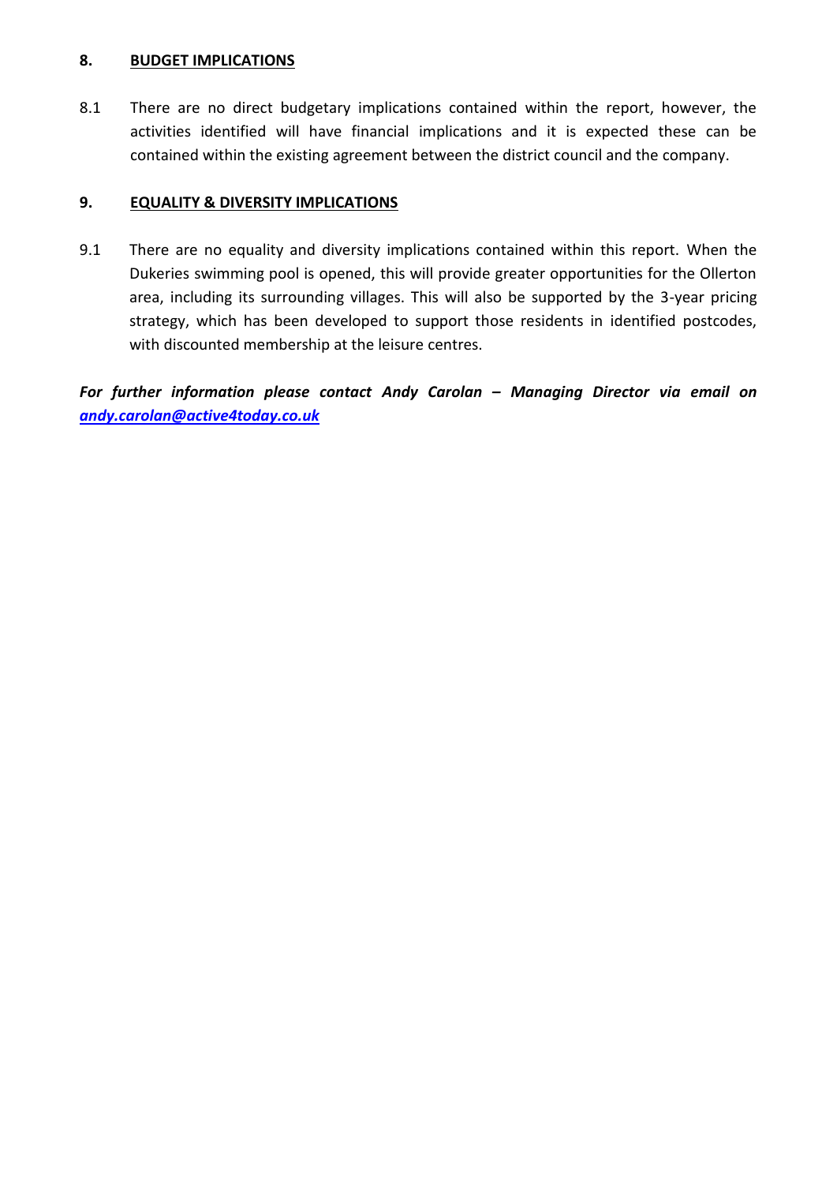## 8. BUDGET IMPLICATIONS

8.1 There are no direct budgetary implications contained within the report, however, the activities identified will have financial implications and it is expected these can be contained within the existing agreement between the district council and the company.

## 9. EQUALITY & DIVERSITY IMPLICATIONS

9.1 There are no equality and diversity implications contained within this report. When the Dukeries swimming pool is opened, this will provide greater opportunities for the Ollerton area, including its surrounding villages. This will also be supported by the 3-year pricing strategy, which has been developed to support those residents in identified postcodes, with discounted membership at the leisure centres.

***For further information please contact Andy Carolan – Managing Director via email on [andy.carolan@active4today.co.uk](mailto:andy.carolan@active4today.co.uk)***